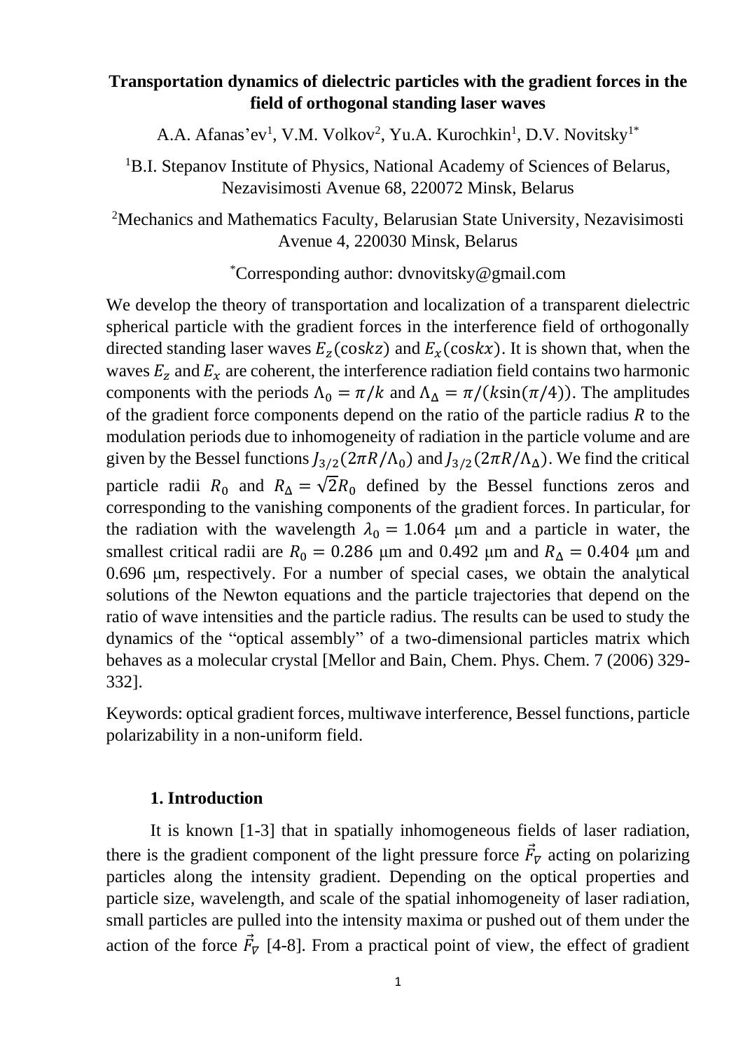# Transportation dynamics of dielectric particles with the gradient forces in the field of orthogonal standing laser waves

A.A. Afanas'ev[1], V.M. Volkov[2], Yu.A. Kurochkin[1], D.V. Novitsky[1*]

[1]B.I. Stepanov Institute of Physics, National Academy of Sciences of Belarus, Nezavisimosti Avenue 68, 220072 Minsk, Belarus

[2]Mechanics and Mathematics Faculty, Belarusian State University, Nezavisimosti Avenue 4, 220030 Minsk, Belarus

[*]Corresponding author: dvnovitsky@gmail.com

We develop the theory of transportation and localization of a transparent dielectric spherical particle with the gradient forces in the interference field of orthogonally directed standing laser waves $E_z(\cos kz)$ and $E_x(\cos kx)$. It is shown that, when the waves $E_z$ and $E_x$ are coherent, the interference radiation field contains two harmonic components with the periods $\Lambda_0 = \pi/k$ and $\Lambda_\Delta = \pi/(k\sin(\pi/4))$. The amplitudes of the gradient force components depend on the ratio of the particle radius $R$ to the modulation periods due to inhomogeneity of radiation in the particle volume and are given by the Bessel functions $J_{3/2}(2\pi R/\Lambda_0)$ and $J_{3/2}(2\pi R/\Lambda_\Delta)$. We find the critical particle radii $R_0$ and $R_\Delta = \sqrt{2}R_0$ defined by the Bessel functions zeros and corresponding to the vanishing components of the gradient forces. In particular, for the radiation with the wavelength $\lambda_0 = 1.064$ μm and a particle in water, the smallest critical radii are $R_0 = 0.286$ μm and 0.492 μm and $R_\Delta = 0.404$ μm and 0.696 μm, respectively. For a number of special cases, we obtain the analytical solutions of the Newton equations and the particle trajectories that depend on the ratio of wave intensities and the particle radius. The results can be used to study the dynamics of the "optical assembly" of a two-dimensional particles matrix which behaves as a molecular crystal [Mellor and Bain, Chem. Phys. Chem. 7 (2006) 329-332].

Keywords: optical gradient forces, multiwave interference, Bessel functions, particle polarizability in a non-uniform field.

## 1. Introduction

It is known [1-3] that in spatially inhomogeneous fields of laser radiation, there is the gradient component of the light pressure force $\vec{F}_\nabla$ acting on polarizing particles along the intensity gradient. Depending on the optical properties and particle size, wavelength, and scale of the spatial inhomogeneity of laser radiation, small particles are pulled into the intensity maxima or pushed out of them under the action of the force $\vec{F}_\nabla$ [4-8]. From a practical point of view, the effect of gradient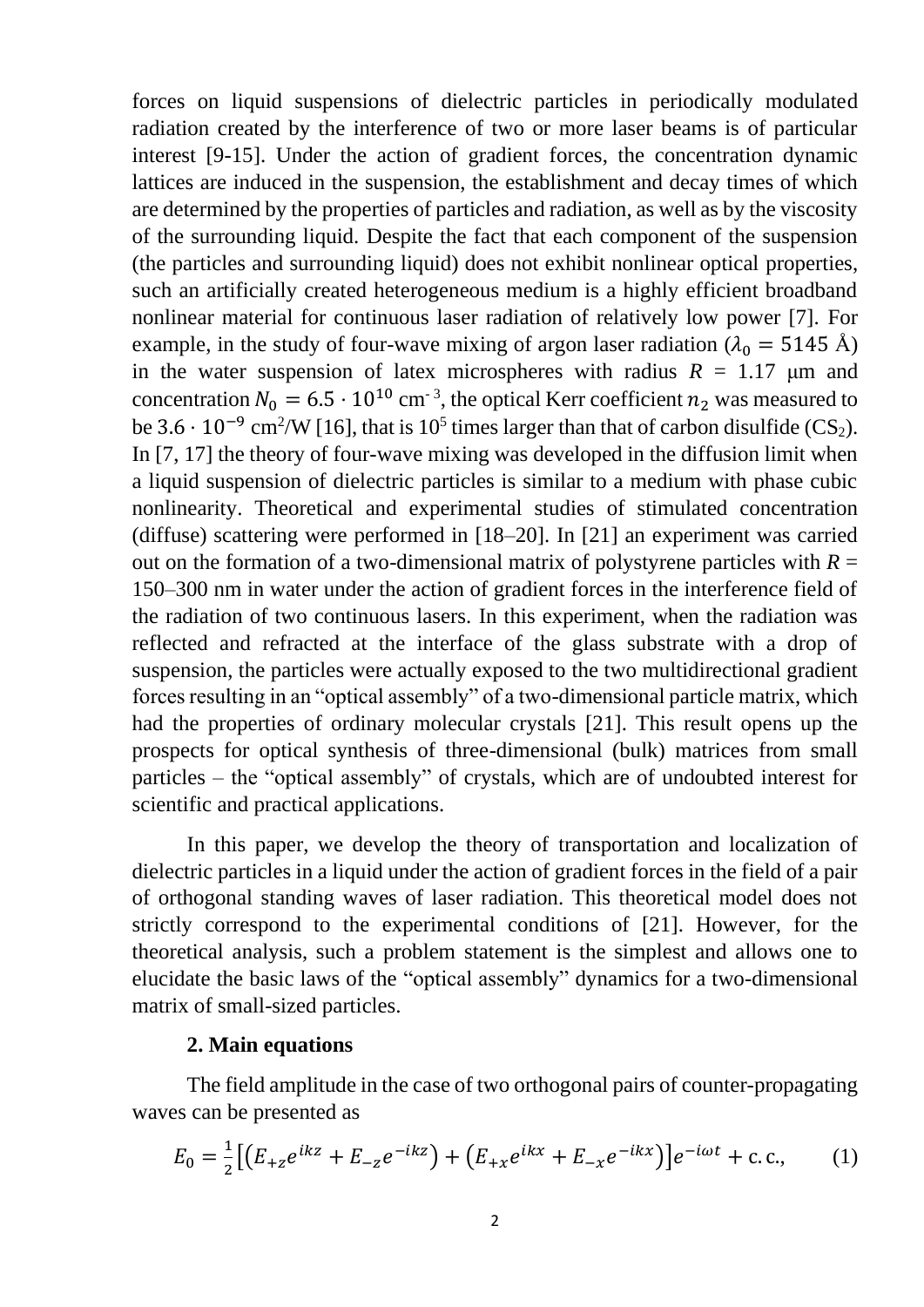forces on liquid suspensions of dielectric particles in periodically modulated radiation created by the interference of two or more laser beams is of particular interest [9-15]. Under the action of gradient forces, the concentration dynamic lattices are induced in the suspension, the establishment and decay times of which are determined by the properties of particles and radiation, as well as by the viscosity of the surrounding liquid. Despite the fact that each component of the suspension (the particles and surrounding liquid) does not exhibit nonlinear optical properties, such an artificially created heterogeneous medium is a highly efficient broadband nonlinear material for continuous laser radiation of relatively low power [7]. For example, in the study of four-wave mixing of argon laser radiation ($\lambda_0 = 5145$ Å) in the water suspension of latex microspheres with radius $R$ = 1.17 μm and concentration $N_0 = 6.5 \cdot 10^{10}$ cm$^{-3}$, the optical Kerr coefficient $n_2$ was measured to be $3.6 \cdot 10^{-9}$ cm$^2$/W [16], that is $10^5$ times larger than that of carbon disulfide ($CS_2$). In [7, 17] the theory of four-wave mixing was developed in the diffusion limit when a liquid suspension of dielectric particles is similar to a medium with phase cubic nonlinearity. Theoretical and experimental studies of stimulated concentration (diffuse) scattering were performed in [18–20]. In [21] an experiment was carried out on the formation of a two-dimensional matrix of polystyrene particles with $R$ = 150–300 nm in water under the action of gradient forces in the interference field of the radiation of two continuous lasers. In this experiment, when the radiation was reflected and refracted at the interface of the glass substrate with a drop of suspension, the particles were actually exposed to the two multidirectional gradient forces resulting in an "optical assembly" of a two-dimensional particle matrix, which had the properties of ordinary molecular crystals [21]. This result opens up the prospects for optical synthesis of three-dimensional (bulk) matrices from small particles – the "optical assembly" of crystals, which are of undoubted interest for scientific and practical applications.

In this paper, we develop the theory of transportation and localization of dielectric particles in a liquid under the action of gradient forces in the field of a pair of orthogonal standing waves of laser radiation. This theoretical model does not strictly correspond to the experimental conditions of [21]. However, for the theoretical analysis, such a problem statement is the simplest and allows one to elucidate the basic laws of the "optical assembly" dynamics for a two-dimensional matrix of small-sized particles.

## 2. Main equations

The field amplitude in the case of two orthogonal pairs of counter-propagating waves can be presented as

$$E_0 = \frac{1}{2}\left[\left(E_{+z}e^{ikz} + E_{-z}e^{-ikz}\right) + \left(E_{+x}e^{ikx} + E_{-x}e^{-ikx}\right)\right]e^{-i\omega t} + \text{c.c.}, \qquad (1)$$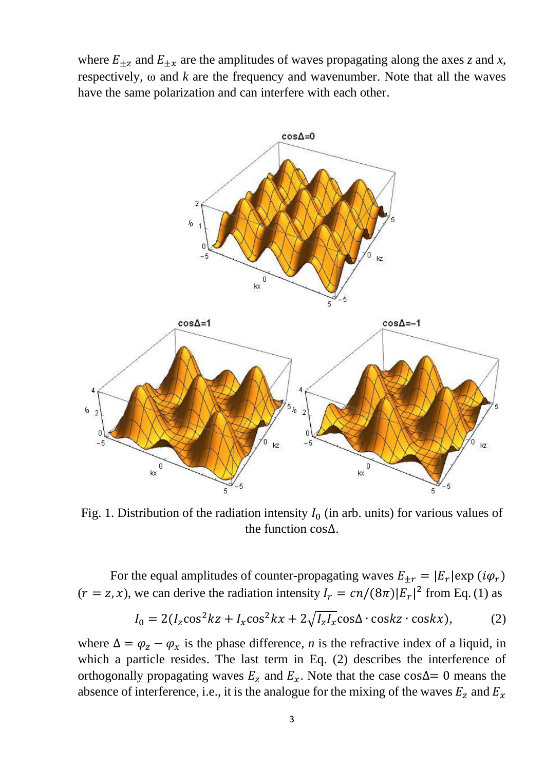where $E_{\pm z}$ and $E_{\pm x}$ are the amplitudes of waves propagating along the axes *z* and *x*, respectively, ω and *k* are the frequency and wavenumber. Note that all the waves have the same polarization and can interfere with each other.

Fig. 1. Distribution of the radiation intensity $I_0$ (in arb. units) for various values of the function cosΔ.

For the equal amplitudes of counter-propagating waves $E_{\pm r} = |E_r|\exp(i\varphi_r)$ ($r = z, x$), we can derive the radiation intensity $I_r = cn/(8\pi)|E_r|^2$ from Eq. (1) as

$$I_0 = 2(I_z\cos^2 kz + I_x\cos^2 kx + 2\sqrt{I_z I_x}\cos\Delta \cdot \cos kz \cdot \cos kx), \qquad (2)$$

where $\Delta = \varphi_z - \varphi_x$ is the phase difference, *n* is the refractive index of a liquid, in which a particle resides. The last term in Eq. (2) describes the interference of orthogonally propagating waves $E_z$ and $E_x$. Note that the case $\cos\Delta = 0$ means the absence of interference, i.e., it is the analogue for the mixing of the waves $E_z$ and $E_x$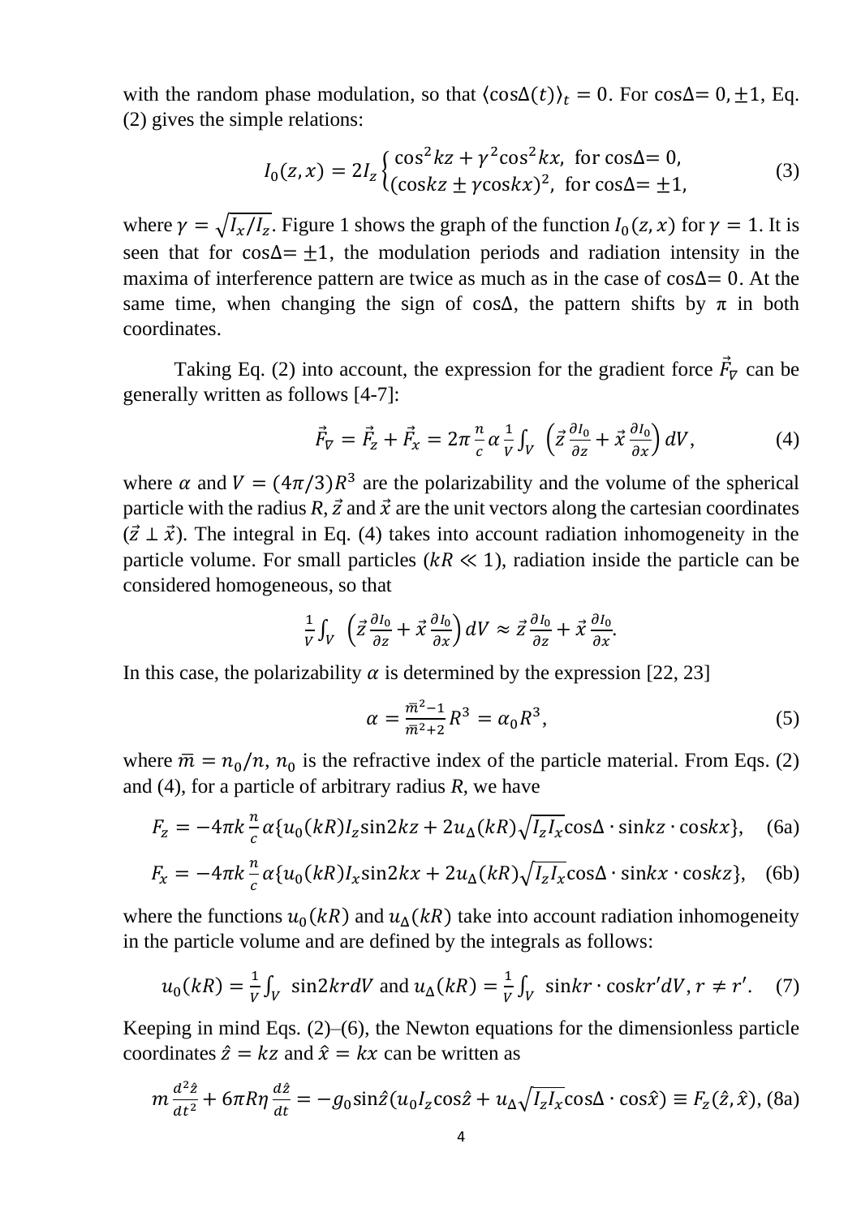with the random phase modulation, so that $\langle \cos\Delta(t) \rangle_t = 0$. For $\cos\Delta = 0, \pm 1$, Eq. (2) gives the simple relations:

$$I_0(z,x) = 2I_z \begin{cases} \cos^2 kz + \gamma^2 \cos^2 kx, \text{ for } \cos\Delta = 0, \\ (\cos kz \pm \gamma \cos kx)^2, \text{ for } \cos\Delta = \pm 1, \end{cases} \tag{3}$$

where $\gamma = \sqrt{I_x/I_z}$. Figure 1 shows the graph of the function $I_0(z,x)$ for $\gamma = 1$. It is seen that for $\cos\Delta = \pm 1$, the modulation periods and radiation intensity in the maxima of interference pattern are twice as much as in the case of $\cos\Delta = 0$. At the same time, when changing the sign of $\cos\Delta$, the pattern shifts by $\pi$ in both coordinates.

Taking Eq. (2) into account, the expression for the gradient force $\vec{F}_\nabla$ can be generally written as follows [4-7]:

$$\vec{F}_\nabla = \vec{F}_z + \vec{F}_x = 2\pi \frac{n}{c} \alpha \frac{1}{V} \int_V \left( \vec{z} \frac{\partial I_0}{\partial z} + \vec{x} \frac{\partial I_0}{\partial x} \right) dV, \tag{4}$$

where $\alpha$ and $V = (4\pi/3)R^3$ are the polarizability and the volume of the spherical particle with the radius $R$, $\vec{z}$ and $\vec{x}$ are the unit vectors along the cartesian coordinates ($\vec{z} \perp \vec{x}$). The integral in Eq. (4) takes into account radiation inhomogeneity in the particle volume. For small particles ($kR \ll 1$), radiation inside the particle can be considered homogeneous, so that

$$\frac{1}{V} \int_V \left( \vec{z} \frac{\partial I_0}{\partial z} + \vec{x} \frac{\partial I_0}{\partial x} \right) dV \approx \vec{z} \frac{\partial I_0}{\partial z} + \vec{x} \frac{\partial I_0}{\partial x}.$$

In this case, the polarizability $\alpha$ is determined by the expression [22, 23]

$$\alpha = \frac{\bar{m}^2 - 1}{\bar{m}^2 + 2} R^3 = \alpha_0 R^3, \tag{5}$$

where $\bar{m} = n_0/n$, $n_0$ is the refractive index of the particle material. From Eqs. (2) and (4), for a particle of arbitrary radius $R$, we have

$$F_z = -4\pi k \frac{n}{c} \alpha \{ u_0(kR) I_z \sin 2kz + 2u_\Delta(kR) \sqrt{I_z I_x} \cos\Delta \cdot \sin kz \cdot \cos kx \}, \tag{6a}$$

$$F_x = -4\pi k \frac{n}{c} \alpha \{ u_0(kR) I_x \sin 2kx + 2u_\Delta(kR) \sqrt{I_z I_x} \cos\Delta \cdot \sin kx \cdot \cos kz \}, \tag{6b}$$

where the functions $u_0(kR)$ and $u_\Delta(kR)$ take into account radiation inhomogeneity in the particle volume and are defined by the integrals as follows:

$$u_0(kR) = \frac{1}{V} \int_V \sin 2kr dV \text{ and } u_\Delta(kR) = \frac{1}{V} \int_V \sin kr \cdot \cos kr' dV, r \neq r'. \tag{7}$$

Keeping in mind Eqs. (2)–(6), the Newton equations for the dimensionless particle coordinates $\hat{z} = kz$ and $\hat{x} = kx$ can be written as

$$m \frac{d^2 \hat{z}}{dt^2} + 6\pi R \eta \frac{d\hat{z}}{dt} = -g_0 \sin\hat{z} (u_0 I_z \cos\hat{z} + u_\Delta \sqrt{I_z I_x} \cos\Delta \cdot \cos\hat{x}) \equiv F_z(\hat{z}, \hat{x}), \tag{8a}$$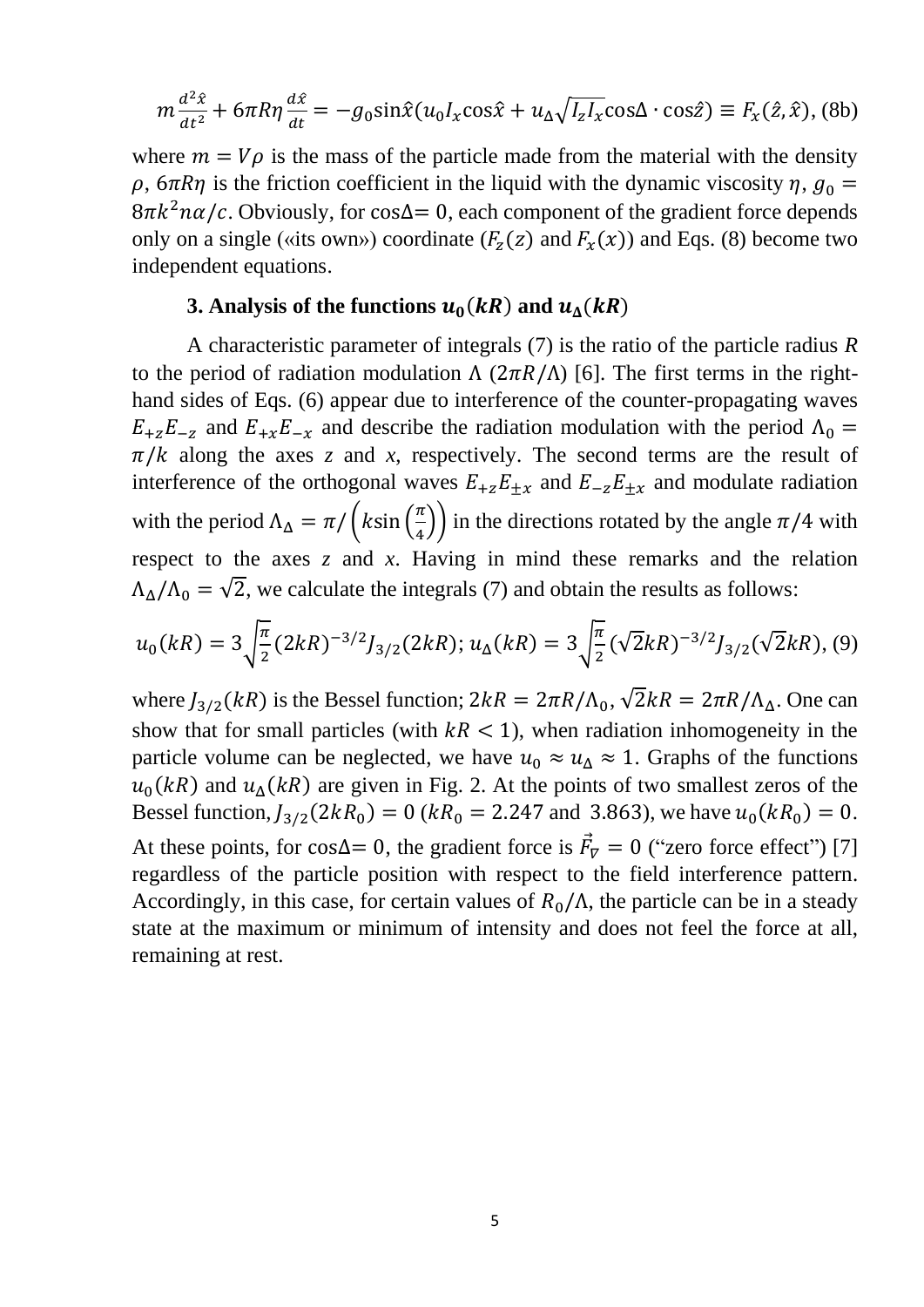$$m\frac{d^2\hat{x}}{dt^2} + 6\pi R\eta\frac{d\hat{x}}{dt} = -g_0\sin\hat{x}(u_0 I_x\cos\hat{x} + u_\Delta\sqrt{I_z I_x}\cos\Delta\cdot\cos\hat{z}) \equiv F_x(\hat{z},\hat{x}), \text{(8b)}$$

where $m = V\rho$ is the mass of the particle made from the material with the density $\rho$, $6\pi R\eta$ is the friction coefficient in the liquid with the dynamic viscosity $\eta$, $g_0 = 8\pi k^2 n\alpha/c$. Obviously, for $\cos\Delta = 0$, each component of the gradient force depends only on a single («its own») coordinate ($F_z(z)$ and $F_x(x)$) and Eqs. (8) become two independent equations.

### 3. Analysis of the functions $u_0(kR)$ and $u_\Delta(kR)$

A characteristic parameter of integrals (7) is the ratio of the particle radius $R$ to the period of radiation modulation $\Lambda$ ($2\pi R/\Lambda$) [6]. The first terms in the right-hand sides of Eqs. (6) appear due to interference of the counter-propagating waves $E_{+z}E_{-z}$ and $E_{+x}E_{-x}$ and describe the radiation modulation with the period $\Lambda_0 = \pi/k$ along the axes *z* and *x*, respectively. The second terms are the result of interference of the orthogonal waves $E_{+z}E_{\pm x}$ and $E_{-z}E_{\pm x}$ and modulate radiation with the period $\Lambda_\Delta = \pi/\left(k\sin\left(\frac{\pi}{4}\right)\right)$ in the directions rotated by the angle $\pi/4$ with respect to the axes *z* and *x*. Having in mind these remarks and the relation $\Lambda_\Delta/\Lambda_0 = \sqrt{2}$, we calculate the integrals (7) and obtain the results as follows:

$$u_0(kR) = 3\sqrt{\frac{\pi}{2}}(2kR)^{-3/2}J_{3/2}(2kR);\ u_\Delta(kR) = 3\sqrt{\frac{\pi}{2}}(\sqrt{2}kR)^{-3/2}J_{3/2}(\sqrt{2}kR), \text{(9)}$$

where $J_{3/2}(kR)$ is the Bessel function; $2kR = 2\pi R/\Lambda_0$, $\sqrt{2}kR = 2\pi R/\Lambda_\Delta$. One can show that for small particles (with $kR < 1$), when radiation inhomogeneity in the particle volume can be neglected, we have $u_0 \approx u_\Delta \approx 1$. Graphs of the functions $u_0(kR)$ and $u_\Delta(kR)$ are given in Fig. 2. At the points of two smallest zeros of the Bessel function, $J_{3/2}(2kR_0) = 0$ ($kR_0 = 2.247$ and $3.863$), we have $u_0(kR_0) = 0$. At these points, for $\cos\Delta = 0$, the gradient force is $\vec{F}_\nabla = 0$ ("zero force effect") [7] regardless of the particle position with respect to the field interference pattern. Accordingly, in this case, for certain values of $R_0/\Lambda$, the particle can be in a steady state at the maximum or minimum of intensity and does not feel the force at all, remaining at rest.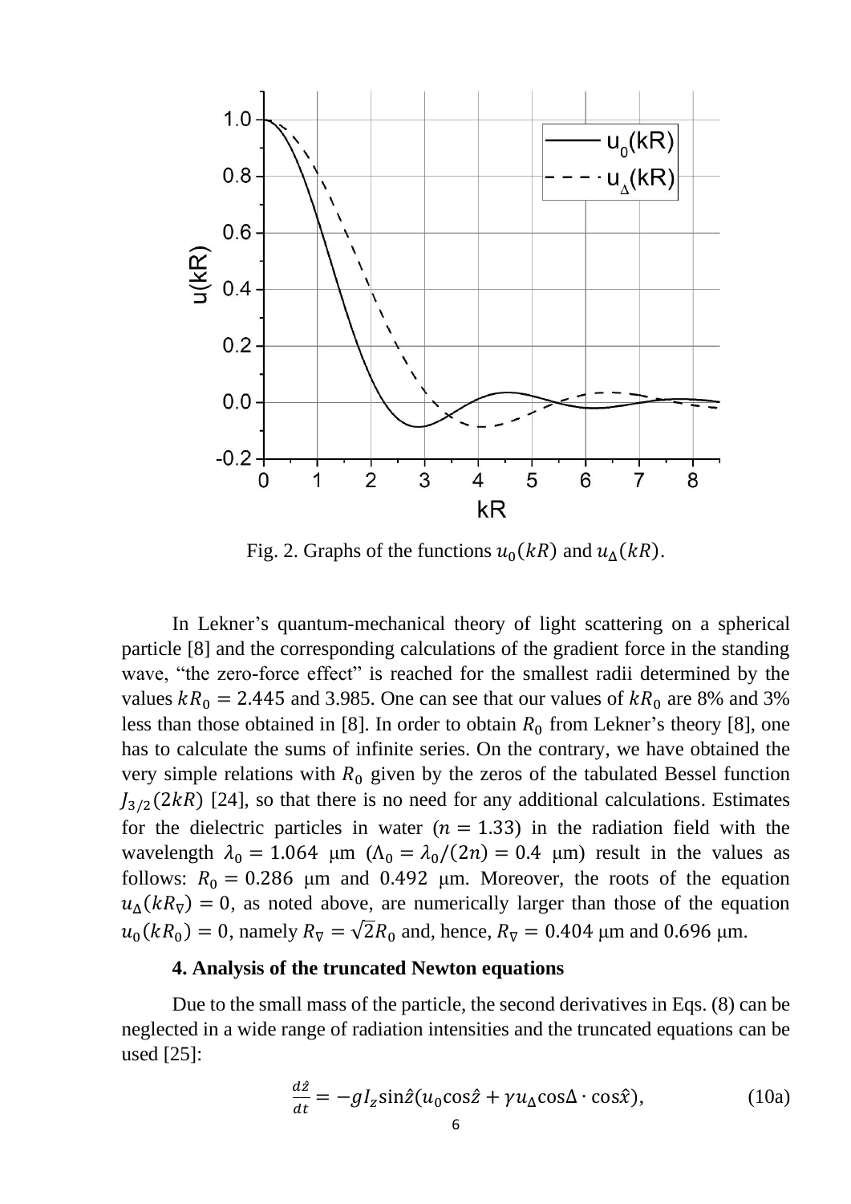Fig. 2. Graphs of the functions $u_0(kR)$ and $u_\Delta(kR)$.

In Lekner's quantum-mechanical theory of light scattering on a spherical particle [8] and the corresponding calculations of the gradient force in the standing wave, "the zero-force effect" is reached for the smallest radii determined by the values $kR_0 = 2.445$ and 3.985. One can see that our values of $kR_0$ are 8% and 3% less than those obtained in [8]. In order to obtain $R_0$ from Lekner's theory [8], one has to calculate the sums of infinite series. On the contrary, we have obtained the very simple relations with $R_0$ given by the zeros of the tabulated Bessel function $J_{3/2}(2kR)$ [24], so that there is no need for any additional calculations. Estimates for the dielectric particles in water ($n = 1.33$) in the radiation field with the wavelength $\lambda_0 = 1.064$ μm ($\Lambda_0 = \lambda_0/(2n) = 0.4$ μm) result in the values as follows: $R_0 = 0.286$ μm and 0.492 μm. Moreover, the roots of the equation $u_\Delta(kR_\nabla) = 0$, as noted above, are numerically larger than those of the equation $u_0(kR_0) = 0$, namely $R_\nabla = \sqrt{2}R_0$ and, hence, $R_\nabla = 0.404$ μm and 0.696 μm.

**4. Analysis of the truncated Newton equations**

Due to the small mass of the particle, the second derivatives in Eqs. (8) can be neglected in a wide range of radiation intensities and the truncated equations can be used [25]:

$$\frac{d\hat{z}}{dt} = -gI_z \sin\hat{z}(u_0 \cos\hat{z} + \gamma u_\Delta \cos\Delta \cdot \cos\hat{x}), \tag{10a}$$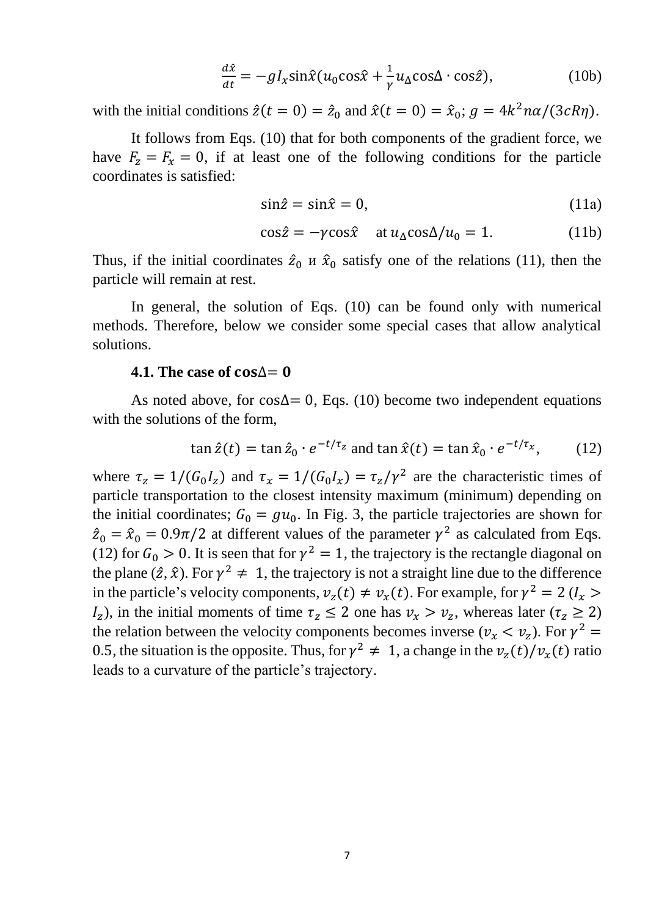$$\frac{d\hat{x}}{dt} = -gI_x \sin\hat{x}(u_0 \cos\hat{x} + \frac{1}{\gamma}u_\Delta \cos\Delta \cdot \cos\hat{z}), \tag{10b}$$

with the initial conditions $\hat{z}(t = 0) = \hat{z}_0$ and $\hat{x}(t = 0) = \hat{x}_0$; $g = 4k^2 n\alpha/(3cR\eta)$.

It follows from Eqs. (10) that for both components of the gradient force, we have $F_z = F_x = 0$, if at least one of the following conditions for the particle coordinates is satisfied:

$$\sin\hat{z} = \sin\hat{x} = 0, \tag{11a}$$

$$\cos\hat{z} = -\gamma \cos\hat{x} \quad \text{at } u_\Delta \cos\Delta/u_0 = 1. \tag{11b}$$

Thus, if the initial coordinates $\hat{z}_0$ и $\hat{x}_0$ satisfy one of the relations (11), then the particle will remain at rest.

In general, the solution of Eqs. (10) can be found only with numerical methods. Therefore, below we consider some special cases that allow analytical solutions.

### 4.1. The case of $\cos\Delta = 0$

As noted above, for $\cos\Delta = 0$, Eqs. (10) become two independent equations with the solutions of the form,

$$\tan\hat{z}(t) = \tan\hat{z}_0 \cdot e^{-t/\tau_z} \text{ and } \tan\hat{x}(t) = \tan\hat{x}_0 \cdot e^{-t/\tau_x}, \tag{12}$$

where $\tau_z = 1/(G_0 I_z)$ and $\tau_x = 1/(G_0 I_x) = \tau_z/\gamma^2$ are the characteristic times of particle transportation to the closest intensity maximum (minimum) depending on the initial coordinates; $G_0 = gu_0$. In Fig. 3, the particle trajectories are shown for $\hat{z}_0 = \hat{x}_0 = 0.9\pi/2$ at different values of the parameter $\gamma^2$ as calculated from Eqs. (12) for $G_0 > 0$. It is seen that for $\gamma^2 = 1$, the trajectory is the rectangle diagonal on the plane $(\hat{z}, \hat{x})$. For $\gamma^2 \neq 1$, the trajectory is not a straight line due to the difference in the particle's velocity components, $v_z(t) \neq v_x(t)$. For example, for $\gamma^2 = 2$ ($I_x > I_z$), in the initial moments of time $\tau_z \leq 2$ one has $v_x > v_z$, whereas later ($\tau_z \geq 2$) the relation between the velocity components becomes inverse ($v_x < v_z$). For $\gamma^2 = 0.5$, the situation is the opposite. Thus, for $\gamma^2 \neq 1$, a change in the $v_z(t)/v_x(t)$ ratio leads to a curvature of the particle's trajectory.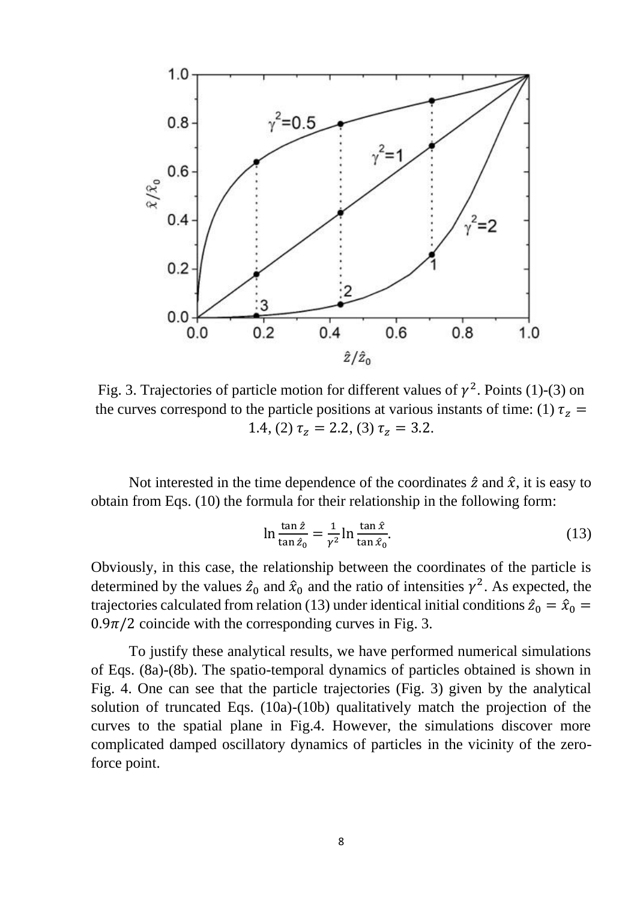Fig. 3. Trajectories of particle motion for different values of $\gamma^2$. Points (1)-(3) on the curves correspond to the particle positions at various instants of time: (1) $\tau_z = 1.4$, (2) $\tau_z = 2.2$, (3) $\tau_z = 3.2$.

Not interested in the time dependence of the coordinates $\hat{z}$ and $\hat{x}$, it is easy to obtain from Eqs. (10) the formula for their relationship in the following form:

$$\ln \frac{\tan \hat{z}}{\tan \hat{z}_0} = \frac{1}{\gamma^2} \ln \frac{\tan \hat{x}}{\tan \hat{x}_0}. \tag{13}$$

Obviously, in this case, the relationship between the coordinates of the particle is determined by the values $\hat{z}_0$ and $\hat{x}_0$ and the ratio of intensities $\gamma^2$. As expected, the trajectories calculated from relation (13) under identical initial conditions $\hat{z}_0 = \hat{x}_0 = 0.9\pi/2$ coincide with the corresponding curves in Fig. 3.

To justify these analytical results, we have performed numerical simulations of Eqs. (8a)-(8b). The spatio-temporal dynamics of particles obtained is shown in Fig. 4. One can see that the particle trajectories (Fig. 3) given by the analytical solution of truncated Eqs. (10a)-(10b) qualitatively match the projection of the curves to the spatial plane in Fig.4. However, the simulations discover more complicated damped oscillatory dynamics of particles in the vicinity of the zero-force point.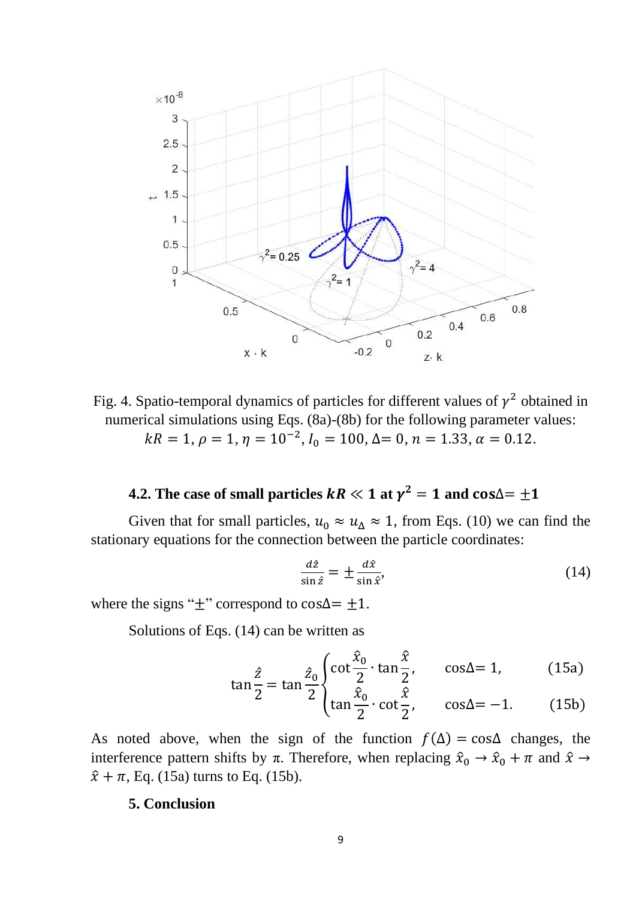Fig. 4. Spatio-temporal dynamics of particles for different values of $\gamma^2$ obtained in numerical simulations using Eqs. (8a)-(8b) for the following parameter values: $kR = 1$, $\rho = 1$, $\eta = 10^{-2}$, $I_0 = 100$, $\Delta = 0$, $n = 1.33$, $\alpha = 0.12$.

### 4.2. The case of small particles $kR \ll 1$ at $\gamma^2 = 1$ and $\cos\Delta = \pm 1$

Given that for small particles, $u_0 \approx u_\Delta \approx 1$, from Eqs. (10) we can find the stationary equations for the connection between the particle coordinates:

$$\frac{d\hat{z}}{\sin\hat{z}} = \pm\frac{d\hat{x}}{\sin\hat{x}}, \tag{14}$$

where the signs "$\pm$" correspond to $\cos\Delta = \pm 1$.

Solutions of Eqs. (14) can be written as

$$\tan\frac{\hat{z}}{2} = \tan\frac{\hat{z}_0}{2}\begin{cases}\cot\dfrac{\hat{x}_0}{2}\cdot\tan\dfrac{\hat{x}}{2}, & \cos\Delta = 1, \quad (15a)\\[2mm] \tan\dfrac{\hat{x}_0}{2}\cdot\cot\dfrac{\hat{x}}{2}, & \cos\Delta = -1. \quad (15b)\end{cases}$$

As noted above, when the sign of the function $f(\Delta) = \cos\Delta$ changes, the interference pattern shifts by $\pi$. Therefore, when replacing $\hat{x}_0 \to \hat{x}_0 + \pi$ and $\hat{x} \to \hat{x} + \pi$, Eq. (15a) turns to Eq. (15b).

### 5. Conclusion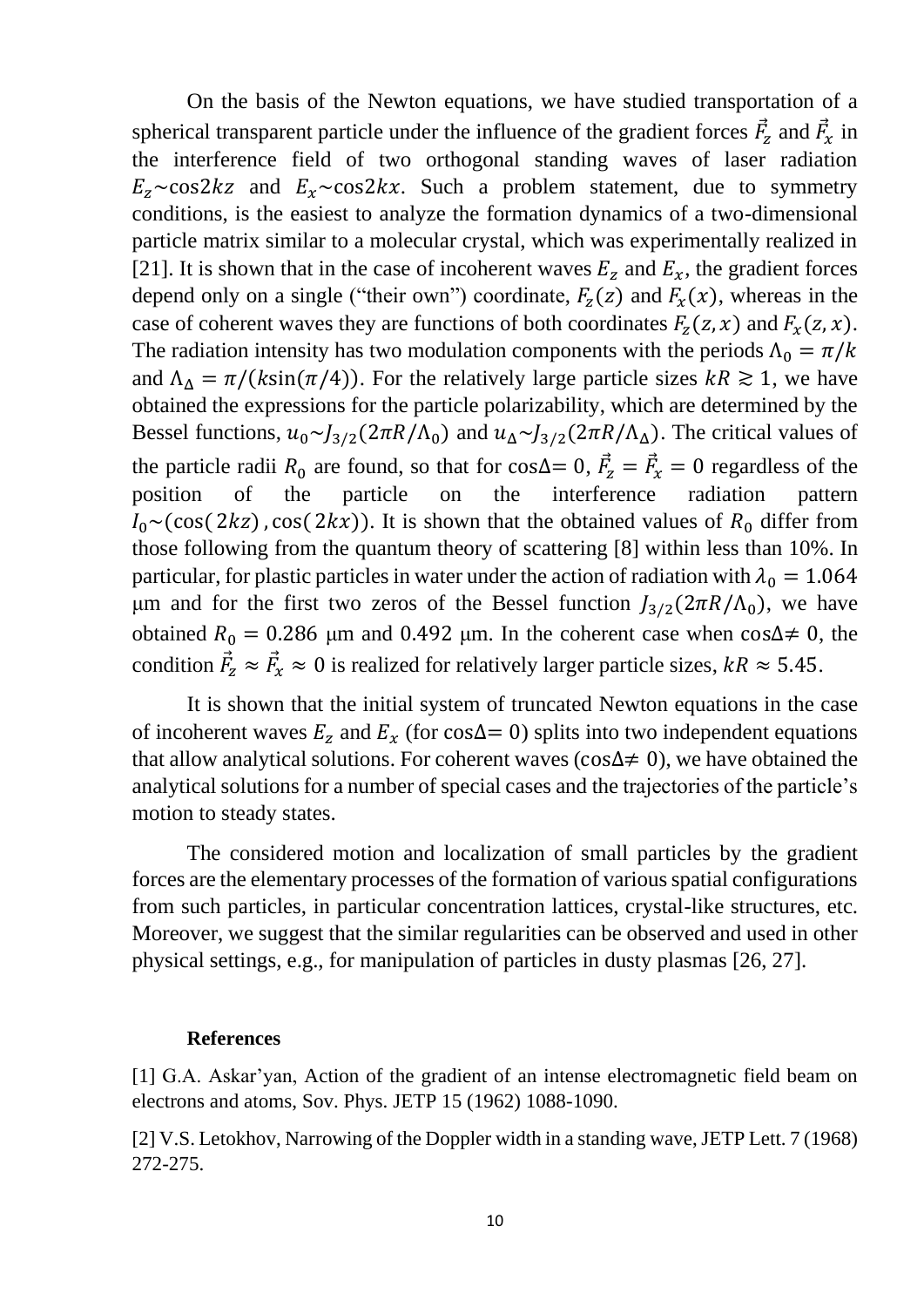On the basis of the Newton equations, we have studied transportation of a spherical transparent particle under the influence of the gradient forces $\vec{F}_z$ and $\vec{F}_x$ in the interference field of two orthogonal standing waves of laser radiation $E_z \sim \cos 2kz$ and $E_x \sim \cos 2kx$. Such a problem statement, due to symmetry conditions, is the easiest to analyze the formation dynamics of a two-dimensional particle matrix similar to a molecular crystal, which was experimentally realized in [21]. It is shown that in the case of incoherent waves $E_z$ and $E_x$, the gradient forces depend only on a single ("their own") coordinate, $F_z(z)$ and $F_x(x)$, whereas in the case of coherent waves they are functions of both coordinates $F_z(z, x)$ and $F_x(z, x)$. The radiation intensity has two modulation components with the periods $\Lambda_0 = \pi/k$ and $\Lambda_\Delta = \pi/(k\sin(\pi/4))$. For the relatively large particle sizes $kR \gtrsim 1$, we have obtained the expressions for the particle polarizability, which are determined by the Bessel functions, $u_0 \sim J_{3/2}(2\pi R/\Lambda_0)$ and $u_\Delta \sim J_{3/2}(2\pi R/\Lambda_\Delta)$. The critical values of the particle radii $R_0$ are found, so that for $\cos\Delta = 0$, $\vec{F}_z = \vec{F}_x = 0$ regardless of the position of the particle on the interference radiation pattern $I_0 \sim (\cos(2kz), \cos(2kx))$. It is shown that the obtained values of $R_0$ differ from those following from the quantum theory of scattering [8] within less than 10%. In particular, for plastic particles in water under the action of radiation with $\lambda_0 = 1.064$ μm and for the first two zeros of the Bessel function $J_{3/2}(2\pi R/\Lambda_0)$, we have obtained $R_0 = 0.286$ μm and $0.492$ μm. In the coherent case when $\cos\Delta \neq 0$, the condition $\vec{F}_z \approx \vec{F}_x \approx 0$ is realized for relatively larger particle sizes, $kR \approx 5.45$.

It is shown that the initial system of truncated Newton equations in the case of incoherent waves $E_z$ and $E_x$ (for $\cos\Delta = 0$) splits into two independent equations that allow analytical solutions. For coherent waves ($\cos\Delta \neq 0$), we have obtained the analytical solutions for a number of special cases and the trajectories of the particle's motion to steady states.

The considered motion and localization of small particles by the gradient forces are the elementary processes of the formation of various spatial configurations from such particles, in particular concentration lattices, crystal-like structures, etc. Moreover, we suggest that the similar regularities can be observed and used in other physical settings, e.g., for manipulation of particles in dusty plasmas [26, 27].

**References**

[1] G.A. Askar'yan, Action of the gradient of an intense electromagnetic field beam on electrons and atoms, Sov. Phys. JETP 15 (1962) 1088-1090.

[2] V.S. Letokhov, Narrowing of the Doppler width in a standing wave, JETP Lett. 7 (1968) 272-275.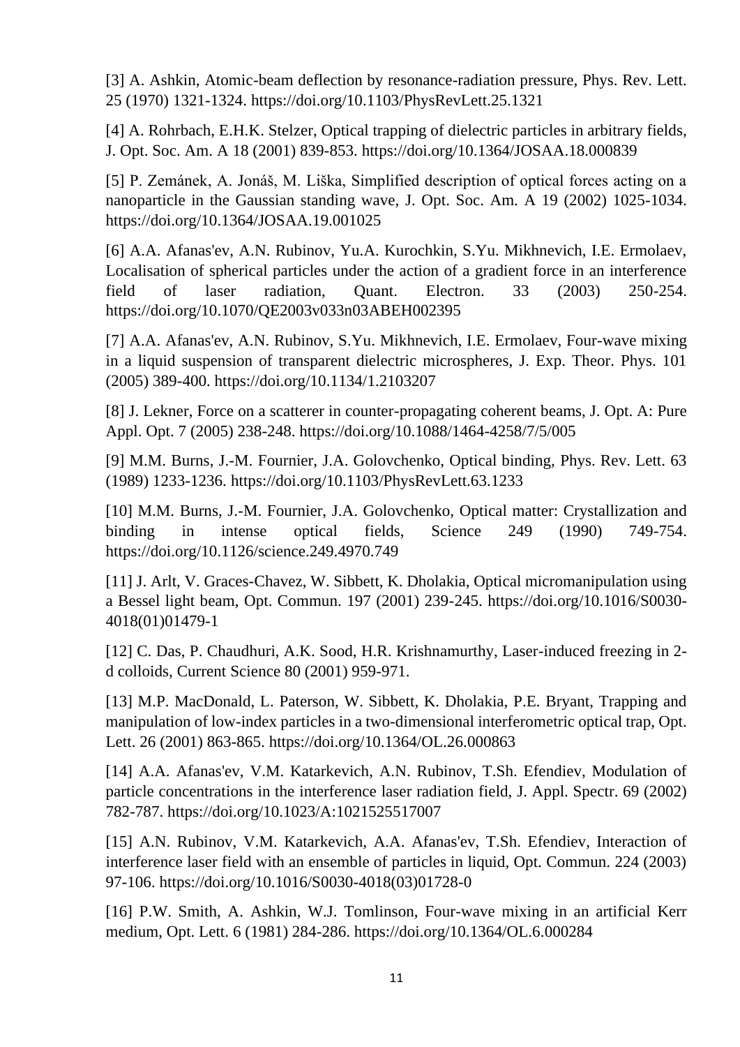[3] A. Ashkin, Atomic-beam deflection by resonance-radiation pressure, Phys. Rev. Lett. 25 (1970) 1321-1324. https://doi.org/10.1103/PhysRevLett.25.1321

[4] A. Rohrbach, E.H.K. Stelzer, Optical trapping of dielectric particles in arbitrary fields, J. Opt. Soc. Am. A 18 (2001) 839-853. https://doi.org/10.1364/JOSAA.18.000839

[5] P. Zemánek, A. Jonáš, M. Liška, Simplified description of optical forces acting on a nanoparticle in the Gaussian standing wave, J. Opt. Soc. Am. A 19 (2002) 1025-1034. https://doi.org/10.1364/JOSAA.19.001025

[6] A.A. Afanas'ev, A.N. Rubinov, Yu.A. Kurochkin, S.Yu. Mikhnevich, I.E. Ermolaev, Localisation of spherical particles under the action of a gradient force in an interference field of laser radiation, Quant. Electron. 33 (2003) 250-254. https://doi.org/10.1070/QE2003v033n03ABEH002395

[7] A.A. Afanas'ev, A.N. Rubinov, S.Yu. Mikhnevich, I.E. Ermolaev, Four-wave mixing in a liquid suspension of transparent dielectric microspheres, J. Exp. Theor. Phys. 101 (2005) 389-400. https://doi.org/10.1134/1.2103207

[8] J. Lekner, Force on a scatterer in counter-propagating coherent beams, J. Opt. A: Pure Appl. Opt. 7 (2005) 238-248. https://doi.org/10.1088/1464-4258/7/5/005

[9] M.M. Burns, J.-M. Fournier, J.A. Golovchenko, Optical binding, Phys. Rev. Lett. 63 (1989) 1233-1236. https://doi.org/10.1103/PhysRevLett.63.1233

[10] M.M. Burns, J.-M. Fournier, J.A. Golovchenko, Optical matter: Crystallization and binding in intense optical fields, Science 249 (1990) 749-754. https://doi.org/10.1126/science.249.4970.749

[11] J. Arlt, V. Graces-Chavez, W. Sibbett, K. Dholakia, Optical micromanipulation using a Bessel light beam, Opt. Commun. 197 (2001) 239-245. https://doi.org/10.1016/S0030-4018(01)01479-1

[12] C. Das, P. Chaudhuri, A.K. Sood, H.R. Krishnamurthy, Laser-induced freezing in 2-d colloids, Current Science 80 (2001) 959-971.

[13] M.P. MacDonald, L. Paterson, W. Sibbett, K. Dholakia, P.E. Bryant, Trapping and manipulation of low-index particles in a two-dimensional interferometric optical trap, Opt. Lett. 26 (2001) 863-865. https://doi.org/10.1364/OL.26.000863

[14] A.A. Afanas'ev, V.M. Katarkevich, A.N. Rubinov, T.Sh. Efendiev, Modulation of particle concentrations in the interference laser radiation field, J. Appl. Spectr. 69 (2002) 782-787. https://doi.org/10.1023/A:1021525517007

[15] A.N. Rubinov, V.M. Katarkevich, A.A. Afanas'ev, T.Sh. Efendiev, Interaction of interference laser field with an ensemble of particles in liquid, Opt. Commun. 224 (2003) 97-106. https://doi.org/10.1016/S0030-4018(03)01728-0

[16] P.W. Smith, A. Ashkin, W.J. Tomlinson, Four-wave mixing in an artificial Kerr medium, Opt. Lett. 6 (1981) 284-286. https://doi.org/10.1364/OL.6.000284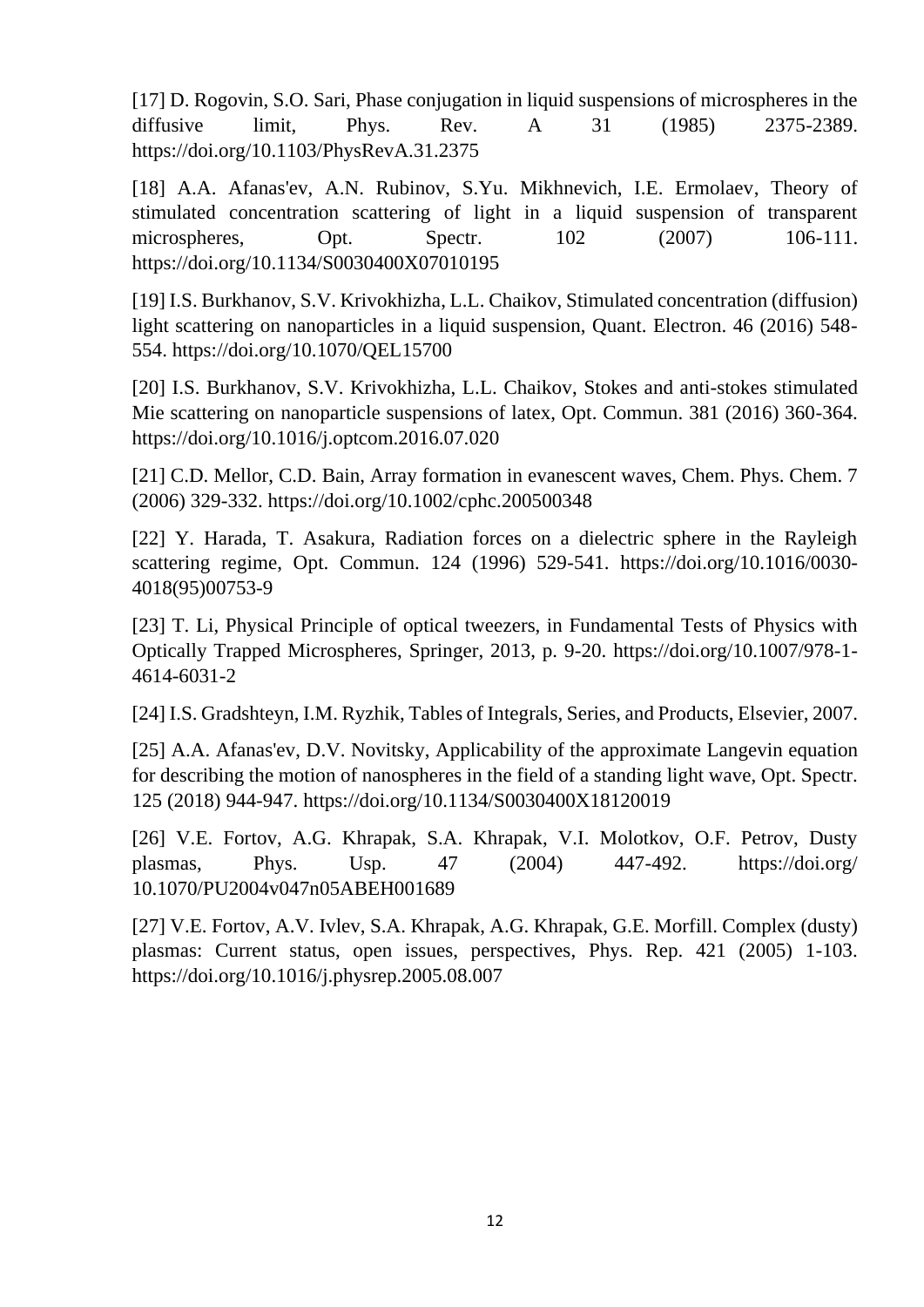[17] D. Rogovin, S.O. Sari, Phase conjugation in liquid suspensions of microspheres in the diffusive limit, Phys. Rev. A 31 (1985) 2375-2389. https://doi.org/10.1103/PhysRevA.31.2375

[18] A.A. Afanas'ev, A.N. Rubinov, S.Yu. Mikhnevich, I.E. Ermolaev, Theory of stimulated concentration scattering of light in a liquid suspension of transparent microspheres, Opt. Spectr. 102 (2007) 106-111. https://doi.org/10.1134/S0030400X07010195

[19] I.S. Burkhanov, S.V. Krivokhizha, L.L. Chaikov, Stimulated concentration (diffusion) light scattering on nanoparticles in a liquid suspension, Quant. Electron. 46 (2016) 548-554. https://doi.org/10.1070/QEL15700

[20] I.S. Burkhanov, S.V. Krivokhizha, L.L. Chaikov, Stokes and anti-stokes stimulated Mie scattering on nanoparticle suspensions of latex, Opt. Commun. 381 (2016) 360-364. https://doi.org/10.1016/j.optcom.2016.07.020

[21] C.D. Mellor, C.D. Bain, Array formation in evanescent waves, Chem. Phys. Chem. 7 (2006) 329-332. https://doi.org/10.1002/cphc.200500348

[22] Y. Harada, T. Asakura, Radiation forces on a dielectric sphere in the Rayleigh scattering regime, Opt. Commun. 124 (1996) 529-541. https://doi.org/10.1016/0030-4018(95)00753-9

[23] T. Li, Physical Principle of optical tweezers, in Fundamental Tests of Physics with Optically Trapped Microspheres, Springer, 2013, p. 9-20. https://doi.org/10.1007/978-1-4614-6031-2

[24] I.S. Gradshteyn, I.M. Ryzhik, Tables of Integrals, Series, and Products, Elsevier, 2007.

[25] A.A. Afanas'ev, D.V. Novitsky, Applicability of the approximate Langevin equation for describing the motion of nanospheres in the field of a standing light wave, Opt. Spectr. 125 (2018) 944-947. https://doi.org/10.1134/S0030400X18120019

[26] V.E. Fortov, A.G. Khrapak, S.A. Khrapak, V.I. Molotkov, O.F. Petrov, Dusty plasmas, Phys. Usp. 47 (2004) 447-492. https://doi.org/10.1070/PU2004v047n05ABEH001689

[27] V.E. Fortov, A.V. Ivlev, S.A. Khrapak, A.G. Khrapak, G.E. Morfill. Complex (dusty) plasmas: Current status, open issues, perspectives, Phys. Rep. 421 (2005) 1-103. https://doi.org/10.1016/j.physrep.2005.08.007